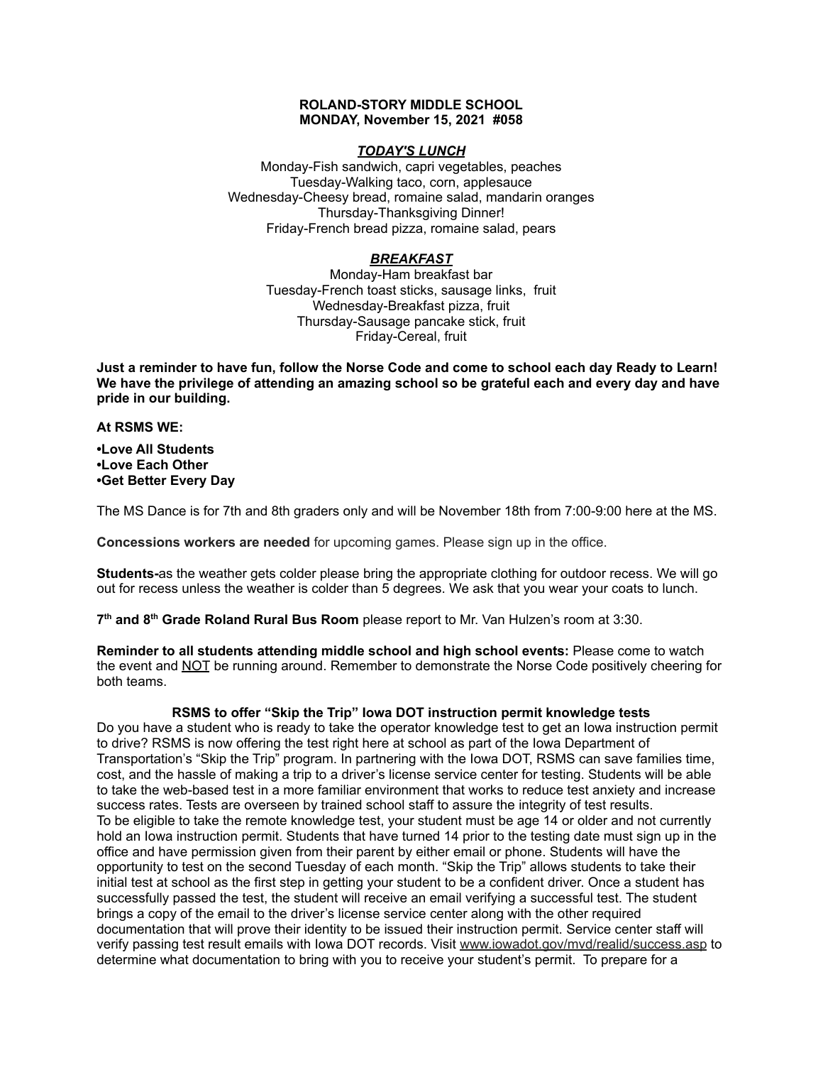# ROLAND-STORY MIDDLE SCHOOL
## MONDAY, November 15, 2021 #058

### ***TODAY'S LUNCH***

Monday-Fish sandwich, capri vegetables, peaches
Tuesday-Walking taco, corn, applesauce
Wednesday-Cheesy bread, romaine salad, mandarin oranges
Thursday-Thanksgiving Dinner!
Friday-French bread pizza, romaine salad, pears

### ***BREAKFAST***

Monday-Ham breakfast bar
Tuesday-French toast sticks, sausage links, fruit
Wednesday-Breakfast pizza, fruit
Thursday-Sausage pancake stick, fruit
Friday-Cereal, fruit

**Just a reminder to have fun, follow the Norse Code and come to school each day Ready to Learn! We have the privilege of attending an amazing school so be grateful each and every day and have pride in our building.**

**At RSMS WE:**

**•Love All Students**
**•Love Each Other**
**•Get Better Every Day**

The MS Dance is for 7th and 8th graders only and will be November 18th from 7:00-9:00 here at the MS.

**Concessions workers are needed** for upcoming games. Please sign up in the office.

**Students-**as the weather gets colder please bring the appropriate clothing for outdoor recess. We will go out for recess unless the weather is colder than 5 degrees. We ask that you wear your coats to lunch.

**7th and 8th Grade Roland Rural Bus Room** please report to Mr. Van Hulzen's room at 3:30.

**Reminder to all students attending middle school and high school events:** Please come to watch the event and NOT be running around. Remember to demonstrate the Norse Code positively cheering for both teams.

**RSMS to offer "Skip the Trip" Iowa DOT instruction permit knowledge tests**

Do you have a student who is ready to take the operator knowledge test to get an Iowa instruction permit to drive? RSMS is now offering the test right here at school as part of the Iowa Department of Transportation's "Skip the Trip" program. In partnering with the Iowa DOT, RSMS can save families time, cost, and the hassle of making a trip to a driver's license service center for testing. Students will be able to take the web-based test in a more familiar environment that works to reduce test anxiety and increase success rates. Tests are overseen by trained school staff to assure the integrity of test results.
To be eligible to take the remote knowledge test, your student must be age 14 or older and not currently hold an Iowa instruction permit. Students that have turned 14 prior to the testing date must sign up in the office and have permission given from their parent by either email or phone. Students will have the opportunity to test on the second Tuesday of each month. "Skip the Trip" allows students to take their initial test at school as the first step in getting your student to be a confident driver. Once a student has successfully passed the test, the student will receive an email verifying a successful test. The student brings a copy of the email to the driver's license service center along with the other required documentation that will prove their identity to be issued their instruction permit. Service center staff will verify passing test result emails with Iowa DOT records. Visit www.iowadot.gov/mvd/realid/success.asp to determine what documentation to bring with you to receive your student's permit. To prepare for a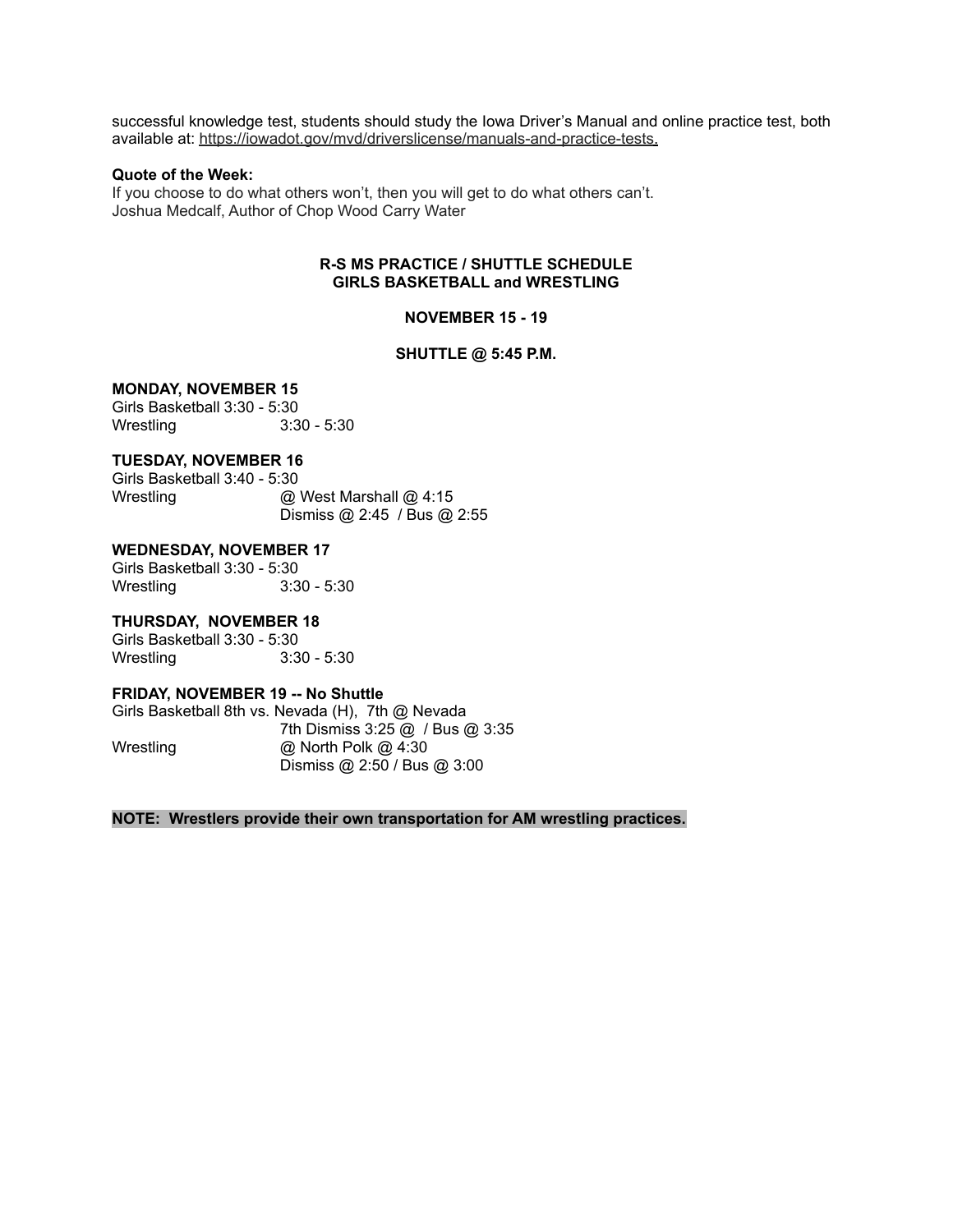successful knowledge test, students should study the Iowa Driver's Manual and online practice test, both available at: https://iowadot.gov/mvd/driverslicense/manuals-and-practice-tests.

**Quote of the Week:**
If you choose to do what others won't, then you will get to do what others can't.
Joshua Medcalf, Author of Chop Wood Carry Water

**R-S MS PRACTICE / SHUTTLE SCHEDULE**
**GIRLS BASKETBALL and WRESTLING**

**NOVEMBER 15 - 19**

**SHUTTLE @ 5:45 P.M.**

**MONDAY, NOVEMBER 15**
Girls Basketball 3:30 - 5:30
Wrestling 3:30 - 5:30

**TUESDAY, NOVEMBER 16**
Girls Basketball 3:40 - 5:30
Wrestling @ West Marshall @ 4:15
Dismiss @ 2:45 / Bus @ 2:55

**WEDNESDAY, NOVEMBER 17**
Girls Basketball 3:30 - 5:30
Wrestling 3:30 - 5:30

**THURSDAY, NOVEMBER 18**
Girls Basketball 3:30 - 5:30
Wrestling 3:30 - 5:30

**FRIDAY, NOVEMBER 19 -- No Shuttle**
Girls Basketball 8th vs. Nevada (H), 7th @ Nevada
7th Dismiss 3:25 @ / Bus @ 3:35
Wrestling @ North Polk @ 4:30
Dismiss @ 2:50 / Bus @ 3:00

**NOTE: Wrestlers provide their own transportation for AM wrestling practices.**